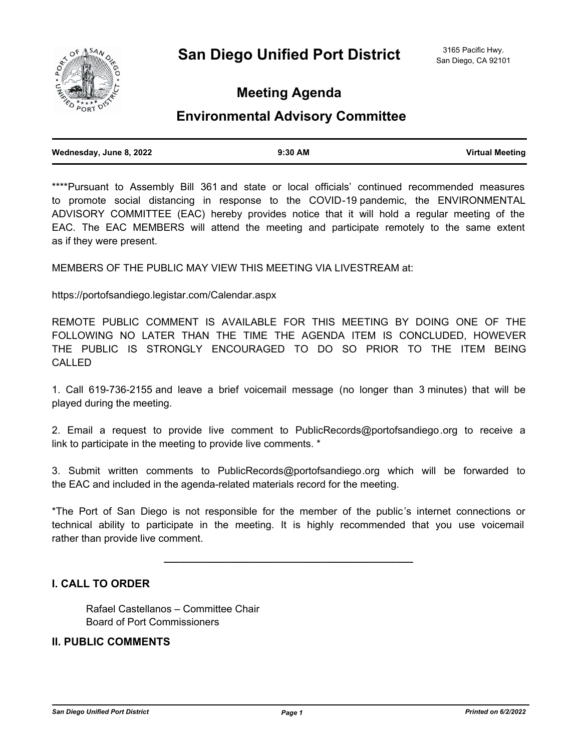# San Diego Unified Port District

3165 Pacific Hwy.
San Diego, CA 92101

## Meeting Agenda

## Environmental Advisory Committee

| Wednesday, June 8, 2022 | 9:30 AM | Virtual Meeting |
|---|---|---|

****Pursuant to Assembly Bill 361 and state or local officials' continued recommended measures to promote social distancing in response to the COVID-19 pandemic, the ENVIRONMENTAL ADVISORY COMMITTEE (EAC) hereby provides notice that it will hold a regular meeting of the EAC. The EAC MEMBERS will attend the meeting and participate remotely to the same extent as if they were present.

MEMBERS OF THE PUBLIC MAY VIEW THIS MEETING VIA LIVESTREAM at:

https://portofsandiego.legistar.com/Calendar.aspx

REMOTE PUBLIC COMMENT IS AVAILABLE FOR THIS MEETING BY DOING ONE OF THE FOLLOWING NO LATER THAN THE TIME THE AGENDA ITEM IS CONCLUDED, HOWEVER THE PUBLIC IS STRONGLY ENCOURAGED TO DO SO PRIOR TO THE ITEM BEING CALLED

1. Call 619-736-2155 and leave a brief voicemail message (no longer than 3 minutes) that will be played during the meeting.

2. Email a request to provide live comment to PublicRecords@portofsandiego.org to receive a link to participate in the meeting to provide live comments. *

3. Submit written comments to PublicRecords@portofsandiego.org which will be forwarded to the EAC and included in the agenda-related materials record for the meeting.

*The Port of San Diego is not responsible for the member of the public's internet connections or technical ability to participate in the meeting. It is highly recommended that you use voicemail rather than provide live comment.

---

### I. CALL TO ORDER

Rafael Castellanos – Committee Chair
Board of Port Commissioners

### II. PUBLIC COMMENTS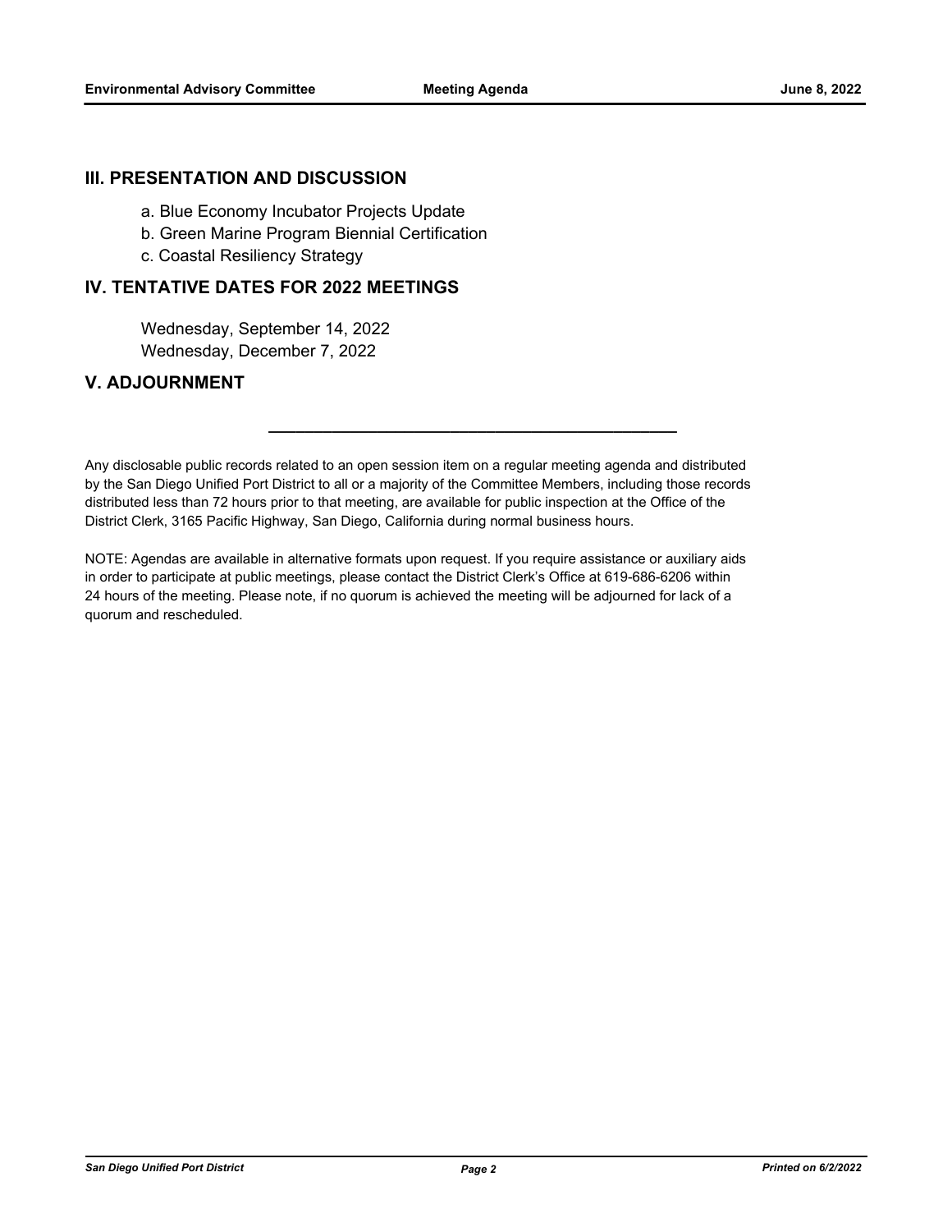## III. PRESENTATION AND DISCUSSION

a. Blue Economy Incubator Projects Update
b. Green Marine Program Biennial Certification
c. Coastal Resiliency Strategy

## IV. TENTATIVE DATES FOR 2022 MEETINGS

Wednesday, September 14, 2022
Wednesday, December 7, 2022

## V. ADJOURNMENT

---

Any disclosable public records related to an open session item on a regular meeting agenda and distributed by the San Diego Unified Port District to all or a majority of the Committee Members, including those records distributed less than 72 hours prior to that meeting, are available for public inspection at the Office of the District Clerk, 3165 Pacific Highway, San Diego, California during normal business hours.

NOTE: Agendas are available in alternative formats upon request. If you require assistance or auxiliary aids in order to participate at public meetings, please contact the District Clerk's Office at 619-686-6206 within 24 hours of the meeting. Please note, if no quorum is achieved the meeting will be adjourned for lack of a quorum and rescheduled.